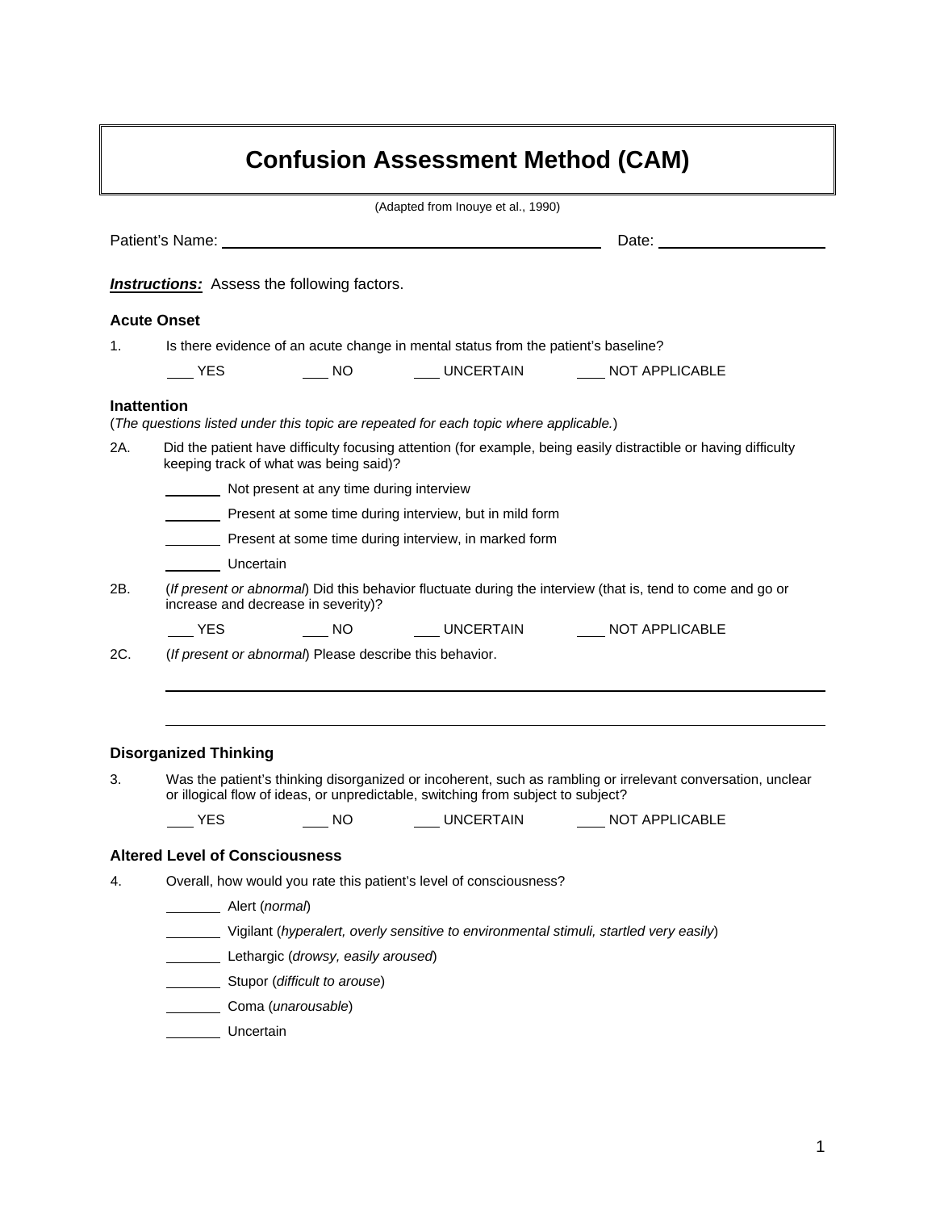# Confusion Assessment Method (CAM)

(Adapted from Inouye et al., 1990)

Patient's Name: ______________________________ Date: ______________

***Instructions:*** Assess the following factors.

### Acute Onset

1. Is there evidence of an acute change in mental status from the patient's baseline?

   ___ YES ___ NO ___ UNCERTAIN ___ NOT APPLICABLE

### Inattention

(*The questions listed under this topic are repeated for each topic where applicable.*)

2A. Did the patient have difficulty focusing attention (for example, being easily distractible or having difficulty keeping track of what was being said)?

   ______ Not present at any time during interview

   ______ Present at some time during interview, but in mild form

   ______ Present at some time during interview, in marked form

   ______ Uncertain

2B. (*If present or abnormal*) Did this behavior fluctuate during the interview (that is, tend to come and go or increase and decrease in severity)?

   ___ YES ___ NO ___ UNCERTAIN ___ NOT APPLICABLE

2C. (*If present or abnormal*) Please describe this behavior.

   ______________________________________________________________

   ______________________________________________________________

### Disorganized Thinking

3. Was the patient's thinking disorganized or incoherent, such as rambling or irrelevant conversation, unclear or illogical flow of ideas, or unpredictable, switching from subject to subject?

   ___ YES ___ NO ___ UNCERTAIN ___ NOT APPLICABLE

### Altered Level of Consciousness

4. Overall, how would you rate this patient's level of consciousness?

   ______ Alert (*normal*)

   ______ Vigilant (*hyperalert, overly sensitive to environmental stimuli, startled very easily*)

   ______ Lethargic (*drowsy, easily aroused*)

   ______ Stupor (*difficult to arouse*)

   ______ Coma (*unarousable*)

   ______ Uncertain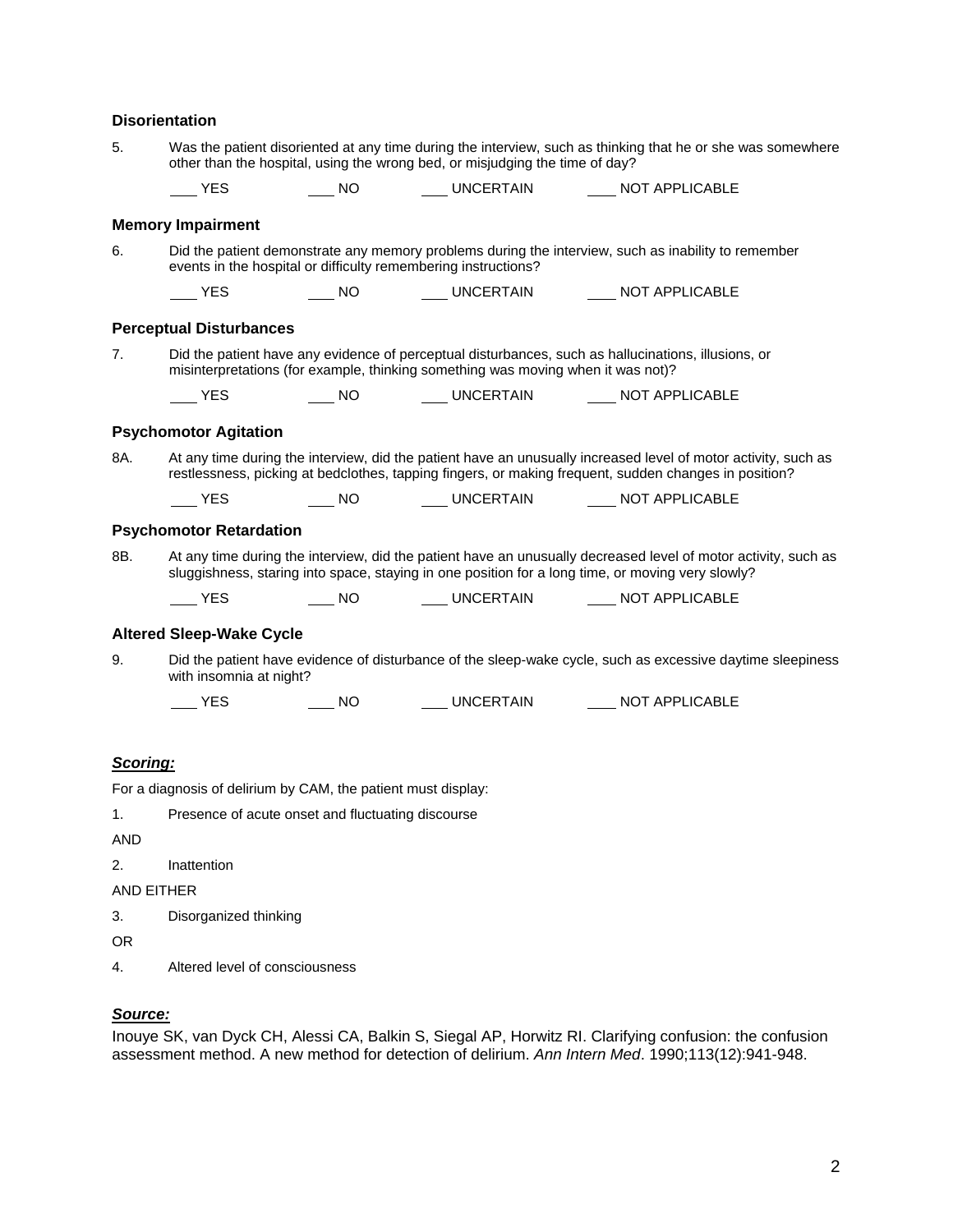### Disorientation

5. Was the patient disoriented at any time during the interview, such as thinking that he or she was somewhere other than the hospital, using the wrong bed, or misjudging the time of day?

___ YES ___ NO ___ UNCERTAIN ___ NOT APPLICABLE

### Memory Impairment

6. Did the patient demonstrate any memory problems during the interview, such as inability to remember events in the hospital or difficulty remembering instructions?

___ YES ___ NO ___ UNCERTAIN ___ NOT APPLICABLE

### Perceptual Disturbances

7. Did the patient have any evidence of perceptual disturbances, such as hallucinations, illusions, or misinterpretations (for example, thinking something was moving when it was not)?

___ YES ___ NO ___ UNCERTAIN ___ NOT APPLICABLE

### Psychomotor Agitation

8A. At any time during the interview, did the patient have an unusually increased level of motor activity, such as restlessness, picking at bedclothes, tapping fingers, or making frequent, sudden changes in position?

___ YES ___ NO ___ UNCERTAIN ___ NOT APPLICABLE

### Psychomotor Retardation

8B. At any time during the interview, did the patient have an unusually decreased level of motor activity, such as sluggishness, staring into space, staying in one position for a long time, or moving very slowly?

___ YES ___ NO ___ UNCERTAIN ___ NOT APPLICABLE

### Altered Sleep-Wake Cycle

9. Did the patient have evidence of disturbance of the sleep-wake cycle, such as excessive daytime sleepiness with insomnia at night?

___ YES ___ NO ___ UNCERTAIN ___ NOT APPLICABLE

***Scoring:***

For a diagnosis of delirium by CAM, the patient must display:

1. Presence of acute onset and fluctuating discourse

AND

2. Inattention

AND EITHER

3. Disorganized thinking

OR

4. Altered level of consciousness

***Source:***

Inouye SK, van Dyck CH, Alessi CA, Balkin S, Siegal AP, Horwitz RI. Clarifying confusion: the confusion assessment method. A new method for detection of delirium. *Ann Intern Med*. 1990;113(12):941-948.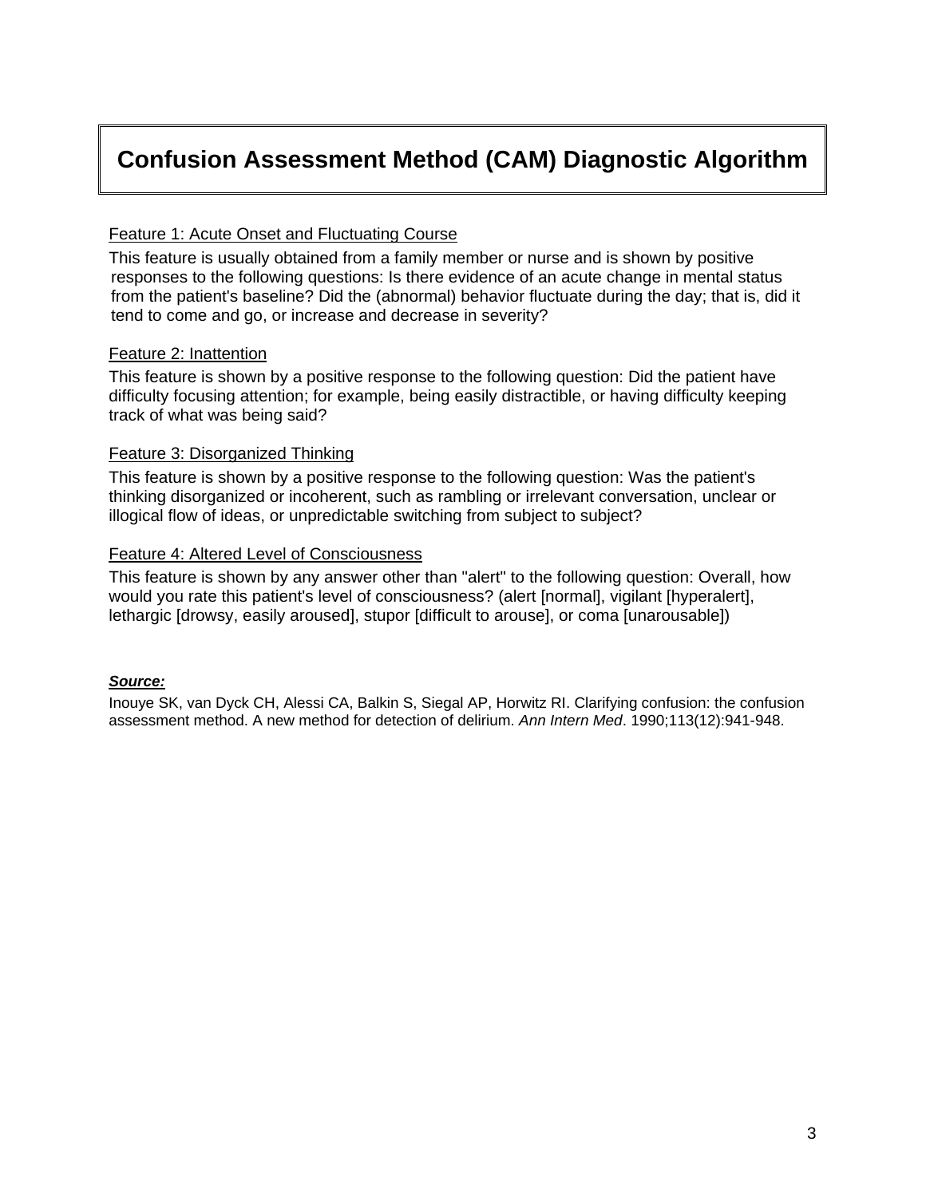# Confusion Assessment Method (CAM) Diagnostic Algorithm

Feature 1: Acute Onset and Fluctuating Course

This feature is usually obtained from a family member or nurse and is shown by positive responses to the following questions: Is there evidence of an acute change in mental status from the patient's baseline? Did the (abnormal) behavior fluctuate during the day; that is, did it tend to come and go, or increase and decrease in severity?

Feature 2: Inattention

This feature is shown by a positive response to the following question: Did the patient have difficulty focusing attention; for example, being easily distractible, or having difficulty keeping track of what was being said?

Feature 3: Disorganized Thinking

This feature is shown by a positive response to the following question: Was the patient's thinking disorganized or incoherent, such as rambling or irrelevant conversation, unclear or illogical flow of ideas, or unpredictable switching from subject to subject?

Feature 4: Altered Level of Consciousness

This feature is shown by any answer other than "alert" to the following question: Overall, how would you rate this patient's level of consciousness? (alert [normal], vigilant [hyperalert], lethargic [drowsy, easily aroused], stupor [difficult to arouse], or coma [unarousable])

***Source:***

Inouye SK, van Dyck CH, Alessi CA, Balkin S, Siegal AP, Horwitz RI. Clarifying confusion: the confusion assessment method. A new method for detection of delirium. *Ann Intern Med*. 1990;113(12):941-948.